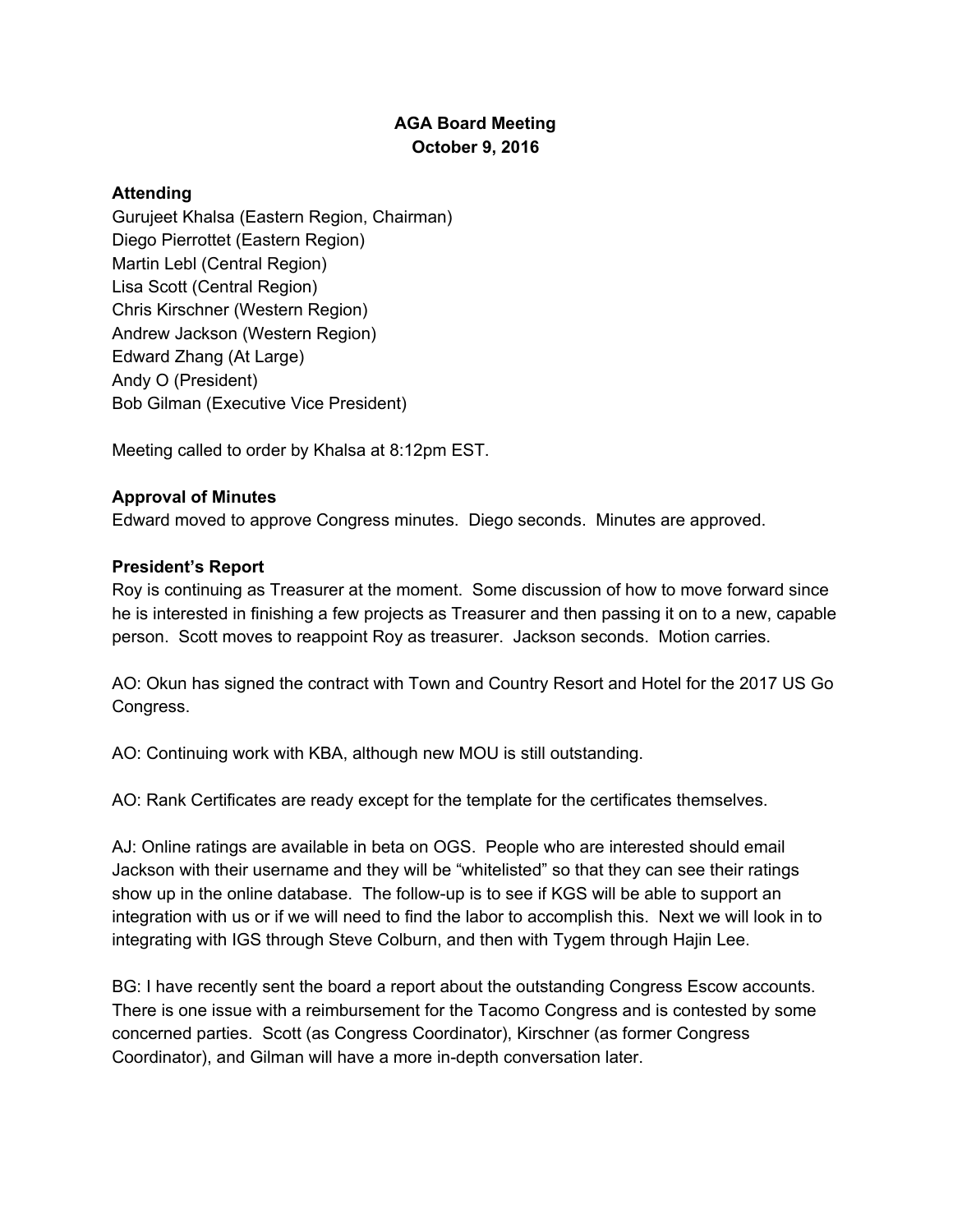# AGA Board Meeting
# October 9, 2016

**Attending**

Gurujeet Khalsa (Eastern Region, Chairman)
Diego Pierrottet (Eastern Region)
Martin Lebl (Central Region)
Lisa Scott (Central Region)
Chris Kirschner (Western Region)
Andrew Jackson (Western Region)
Edward Zhang (At Large)
Andy O (President)
Bob Gilman (Executive Vice President)

Meeting called to order by Khalsa at 8:12pm EST.

**Approval of Minutes**

Edward moved to approve Congress minutes. Diego seconds. Minutes are approved.

**President's Report**

Roy is continuing as Treasurer at the moment. Some discussion of how to move forward since he is interested in finishing a few projects as Treasurer and then passing it on to a new, capable person. Scott moves to reappoint Roy as treasurer. Jackson seconds. Motion carries.

AO: Okun has signed the contract with Town and Country Resort and Hotel for the 2017 US Go Congress.

AO: Continuing work with KBA, although new MOU is still outstanding.

AO: Rank Certificates are ready except for the template for the certificates themselves.

AJ: Online ratings are available in beta on OGS. People who are interested should email Jackson with their username and they will be "whitelisted" so that they can see their ratings show up in the online database. The follow-up is to see if KGS will be able to support an integration with us or if we will need to find the labor to accomplish this. Next we will look in to integrating with IGS through Steve Colburn, and then with Tygem through Hajin Lee.

BG: I have recently sent the board a report about the outstanding Congress Escow accounts. There is one issue with a reimbursement for the Tacomo Congress and is contested by some concerned parties. Scott (as Congress Coordinator), Kirschner (as former Congress Coordinator), and Gilman will have a more in-depth conversation later.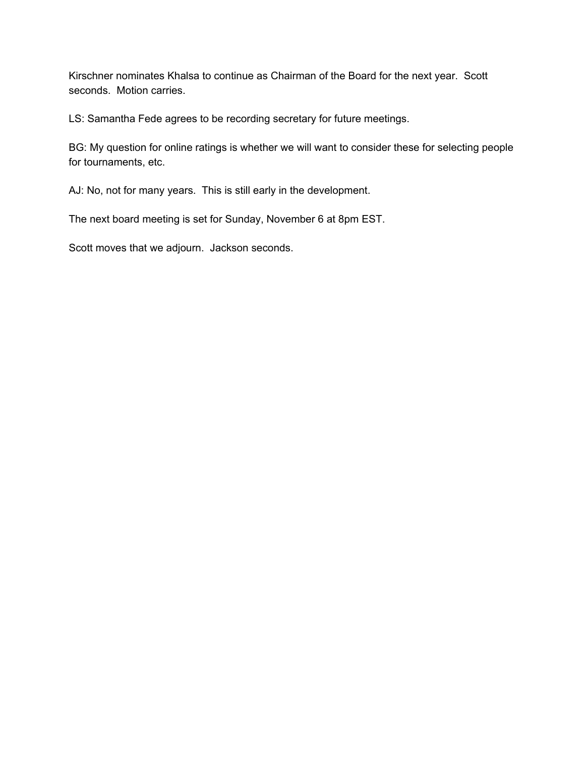Kirschner nominates Khalsa to continue as Chairman of the Board for the next year. Scott seconds. Motion carries.

LS: Samantha Fede agrees to be recording secretary for future meetings.

BG: My question for online ratings is whether we will want to consider these for selecting people for tournaments, etc.

AJ: No, not for many years. This is still early in the development.

The next board meeting is set for Sunday, November 6 at 8pm EST.

Scott moves that we adjourn. Jackson seconds.